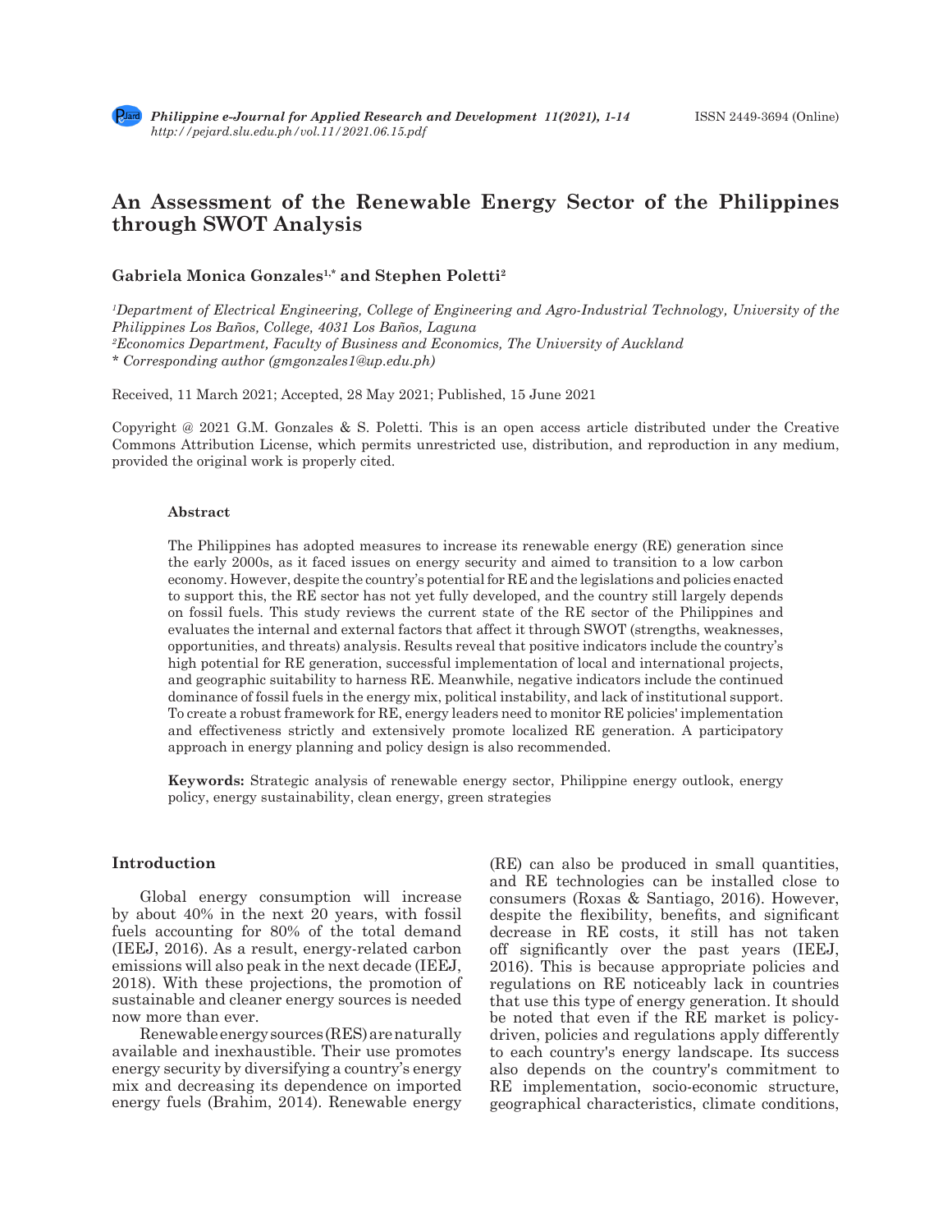# An Assessment of the Renewable Energy Sector of the Philippines through SWOT Analysis

**Gabriela Monica Gonzales[1,*] and Stephen Poletti[2]**

*[1]Department of Electrical Engineering, College of Engineering and Agro-Industrial Technology, University of the Philippines Los Baños, College, 4031 Los Baños, Laguna*
*[2]Economics Department, Faculty of Business and Economics, The University of Auckland*
*\* Corresponding author (gmgonzales1@up.edu.ph)*

Received, 11 March 2021; Accepted, 28 May 2021; Published, 15 June 2021

Copyright @ 2021 G.M. Gonzales & S. Poletti. This is an open access article distributed under the Creative Commons Attribution License, which permits unrestricted use, distribution, and reproduction in any medium, provided the original work is properly cited.

### Abstract

The Philippines has adopted measures to increase its renewable energy (RE) generation since the early 2000s, as it faced issues on energy security and aimed to transition to a low carbon economy. However, despite the country's potential for RE and the legislations and policies enacted to support this, the RE sector has not yet fully developed, and the country still largely depends on fossil fuels. This study reviews the current state of the RE sector of the Philippines and evaluates the internal and external factors that affect it through SWOT (strengths, weaknesses, opportunities, and threats) analysis. Results reveal that positive indicators include the country's high potential for RE generation, successful implementation of local and international projects, and geographic suitability to harness RE. Meanwhile, negative indicators include the continued dominance of fossil fuels in the energy mix, political instability, and lack of institutional support. To create a robust framework for RE, energy leaders need to monitor RE policies' implementation and effectiveness strictly and extensively promote localized RE generation. A participatory approach in energy planning and policy design is also recommended.

**Keywords:** Strategic analysis of renewable energy sector, Philippine energy outlook, energy policy, energy sustainability, clean energy, green strategies

## Introduction

Global energy consumption will increase by about 40% in the next 20 years, with fossil fuels accounting for 80% of the total demand (IEEJ, 2016). As a result, energy-related carbon emissions will also peak in the next decade (IEEJ, 2018). With these projections, the promotion of sustainable and cleaner energy sources is needed now more than ever.

Renewable energy sources (RES) are naturally available and inexhaustible. Their use promotes energy security by diversifying a country's energy mix and decreasing its dependence on imported energy fuels (Brahim, 2014). Renewable energy (RE) can also be produced in small quantities, and RE technologies can be installed close to consumers (Roxas & Santiago, 2016). However, despite the flexibility, benefits, and significant decrease in RE costs, it still has not taken off significantly over the past years (IEEJ, 2016). This is because appropriate policies and regulations on RE noticeably lack in countries that use this type of energy generation. It should be noted that even if the RE market is policy-driven, policies and regulations apply differently to each country's energy landscape. Its success also depends on the country's commitment to RE implementation, socio-economic structure, geographical characteristics, climate conditions,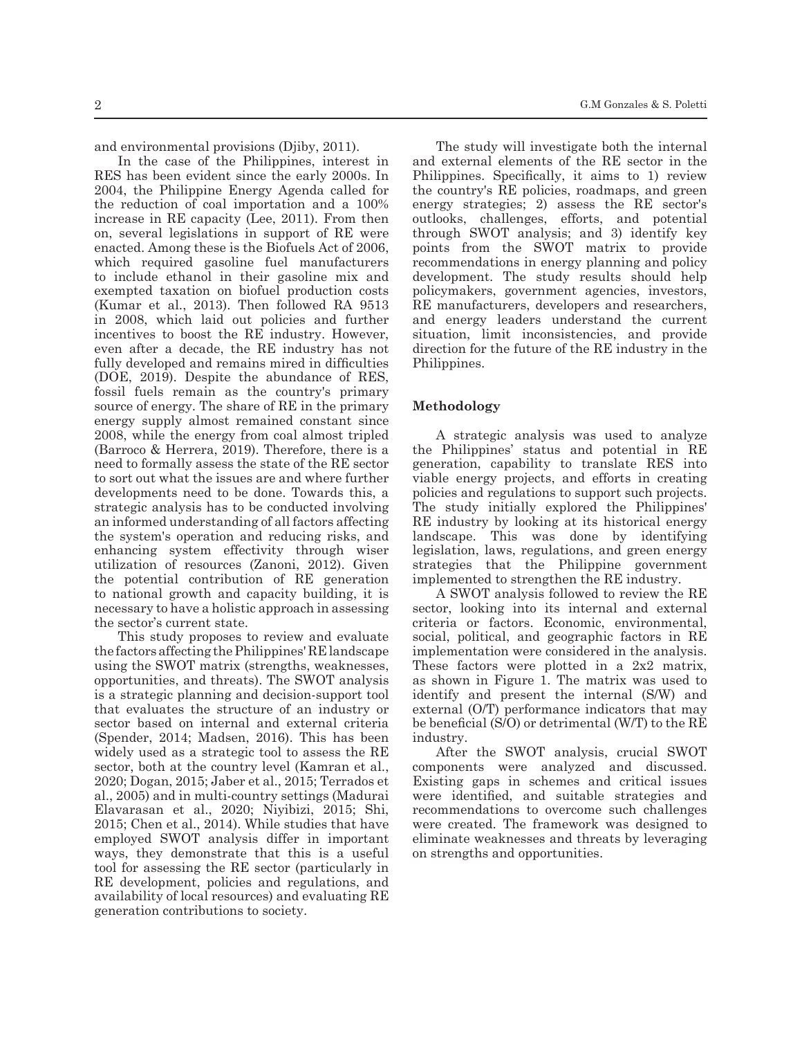and environmental provisions (Djiby, 2011).

In the case of the Philippines, interest in RES has been evident since the early 2000s. In 2004, the Philippine Energy Agenda called for the reduction of coal importation and a 100% increase in RE capacity (Lee, 2011). From then on, several legislations in support of RE were enacted. Among these is the Biofuels Act of 2006, which required gasoline fuel manufacturers to include ethanol in their gasoline mix and exempted taxation on biofuel production costs (Kumar et al., 2013). Then followed RA 9513 in 2008, which laid out policies and further incentives to boost the RE industry. However, even after a decade, the RE industry has not fully developed and remains mired in difficulties (DOE, 2019). Despite the abundance of RES, fossil fuels remain as the country's primary source of energy. The share of RE in the primary energy supply almost remained constant since 2008, while the energy from coal almost tripled (Barroco & Herrera, 2019). Therefore, there is a need to formally assess the state of the RE sector to sort out what the issues are and where further developments need to be done. Towards this, a strategic analysis has to be conducted involving an informed understanding of all factors affecting the system's operation and reducing risks, and enhancing system effectivity through wiser utilization of resources (Zanoni, 2012). Given the potential contribution of RE generation to national growth and capacity building, it is necessary to have a holistic approach in assessing the sector's current state.

This study proposes to review and evaluate the factors affecting the Philippines' RE landscape using the SWOT matrix (strengths, weaknesses, opportunities, and threats). The SWOT analysis is a strategic planning and decision-support tool that evaluates the structure of an industry or sector based on internal and external criteria (Spender, 2014; Madsen, 2016). This has been widely used as a strategic tool to assess the RE sector, both at the country level (Kamran et al., 2020; Dogan, 2015; Jaber et al., 2015; Terrados et al., 2005) and in multi-country settings (Madurai Elavarasan et al., 2020; Niyibizi, 2015; Shi, 2015; Chen et al., 2014). While studies that have employed SWOT analysis differ in important ways, they demonstrate that this is a useful tool for assessing the RE sector (particularly in RE development, policies and regulations, and availability of local resources) and evaluating RE generation contributions to society.

The study will investigate both the internal and external elements of the RE sector in the Philippines. Specifically, it aims to 1) review the country's RE policies, roadmaps, and green energy strategies; 2) assess the RE sector's outlooks, challenges, efforts, and potential through SWOT analysis; and 3) identify key points from the SWOT matrix to provide recommendations in energy planning and policy development. The study results should help policymakers, government agencies, investors, RE manufacturers, developers and researchers, and energy leaders understand the current situation, limit inconsistencies, and provide direction for the future of the RE industry in the Philippines.

## Methodology

A strategic analysis was used to analyze the Philippines' status and potential in RE generation, capability to translate RES into viable energy projects, and efforts in creating policies and regulations to support such projects. The study initially explored the Philippines' RE industry by looking at its historical energy landscape. This was done by identifying legislation, laws, regulations, and green energy strategies that the Philippine government implemented to strengthen the RE industry.

A SWOT analysis followed to review the RE sector, looking into its internal and external criteria or factors. Economic, environmental, social, political, and geographic factors in RE implementation were considered in the analysis. These factors were plotted in a 2x2 matrix, as shown in Figure 1. The matrix was used to identify and present the internal (S/W) and external (O/T) performance indicators that may be beneficial (S/O) or detrimental (W/T) to the RE industry.

After the SWOT analysis, crucial SWOT components were analyzed and discussed. Existing gaps in schemes and critical issues were identified, and suitable strategies and recommendations to overcome such challenges were created. The framework was designed to eliminate weaknesses and threats by leveraging on strengths and opportunities.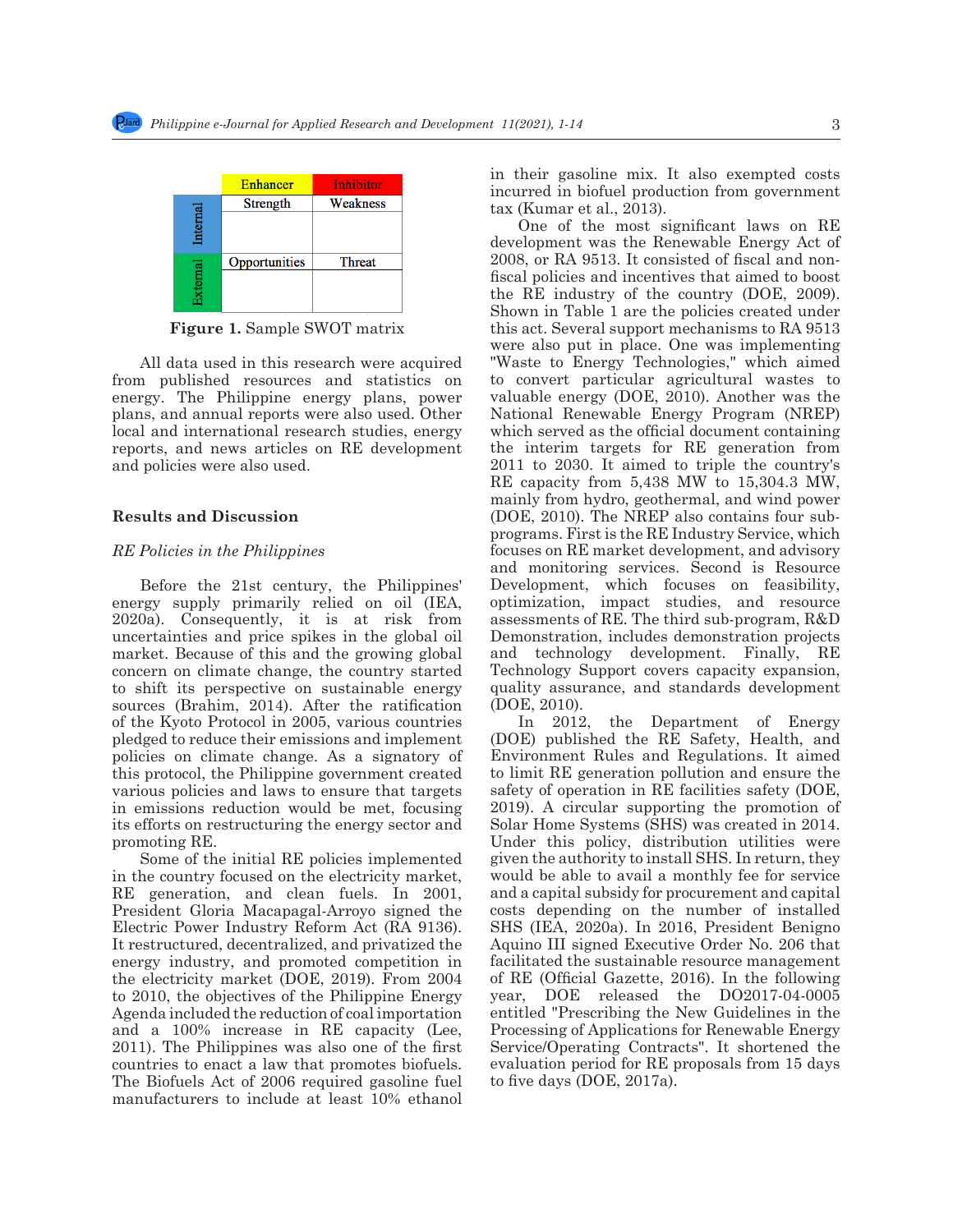|  | Enhancer | Inhibitor |
|---|---|---|
| Internal | Strength | Weakness |
|  |  |  |
| External | Opportunities | Threat |
|  |  |  |

**Figure 1.** Sample SWOT matrix

All data used in this research were acquired from published resources and statistics on energy. The Philippine energy plans, power plans, and annual reports were also used. Other local and international research studies, energy reports, and news articles on RE development and policies were also used.

## Results and Discussion

### *RE Policies in the Philippines*

Before the 21st century, the Philippines' energy supply primarily relied on oil (IEA, 2020a). Consequently, it is at risk from uncertainties and price spikes in the global oil market. Because of this and the growing global concern on climate change, the country started to shift its perspective on sustainable energy sources (Brahim, 2014). After the ratification of the Kyoto Protocol in 2005, various countries pledged to reduce their emissions and implement policies on climate change. As a signatory of this protocol, the Philippine government created various policies and laws to ensure that targets in emissions reduction would be met, focusing its efforts on restructuring the energy sector and promoting RE.

Some of the initial RE policies implemented in the country focused on the electricity market, RE generation, and clean fuels. In 2001, President Gloria Macapagal-Arroyo signed the Electric Power Industry Reform Act (RA 9136). It restructured, decentralized, and privatized the energy industry, and promoted competition in the electricity market (DOE, 2019). From 2004 to 2010, the objectives of the Philippine Energy Agenda included the reduction of coal importation and a 100% increase in RE capacity (Lee, 2011). The Philippines was also one of the first countries to enact a law that promotes biofuels. The Biofuels Act of 2006 required gasoline fuel manufacturers to include at least 10% ethanol in their gasoline mix. It also exempted costs incurred in biofuel production from government tax (Kumar et al., 2013).

One of the most significant laws on RE development was the Renewable Energy Act of 2008, or RA 9513. It consisted of fiscal and non-fiscal policies and incentives that aimed to boost the RE industry of the country (DOE, 2009). Shown in Table 1 are the policies created under this act. Several support mechanisms to RA 9513 were also put in place. One was implementing "Waste to Energy Technologies," which aimed to convert particular agricultural wastes to valuable energy (DOE, 2010). Another was the National Renewable Energy Program (NREP) which served as the official document containing the interim targets for RE generation from 2011 to 2030. It aimed to triple the country's RE capacity from 5,438 MW to 15,304.3 MW, mainly from hydro, geothermal, and wind power (DOE, 2010). The NREP also contains four sub-programs. First is the RE Industry Service, which focuses on RE market development, and advisory and monitoring services. Second is Resource Development, which focuses on feasibility, optimization, impact studies, and resource assessments of RE. The third sub-program, R&D Demonstration, includes demonstration projects and technology development. Finally, RE Technology Support covers capacity expansion, quality assurance, and standards development (DOE, 2010).

In 2012, the Department of Energy (DOE) published the RE Safety, Health, and Environment Rules and Regulations. It aimed to limit RE generation pollution and ensure the safety of operation in RE facilities safety (DOE, 2019). A circular supporting the promotion of Solar Home Systems (SHS) was created in 2014. Under this policy, distribution utilities were given the authority to install SHS. In return, they would be able to avail a monthly fee for service and a capital subsidy for procurement and capital costs depending on the number of installed SHS (IEA, 2020a). In 2016, President Benigno Aquino III signed Executive Order No. 206 that facilitated the sustainable resource management of RE (Official Gazette, 2016). In the following year, DOE released the DO2017-04-0005 entitled "Prescribing the New Guidelines in the Processing of Applications for Renewable Energy Service/Operating Contracts". It shortened the evaluation period for RE proposals from 15 days to five days (DOE, 2017a).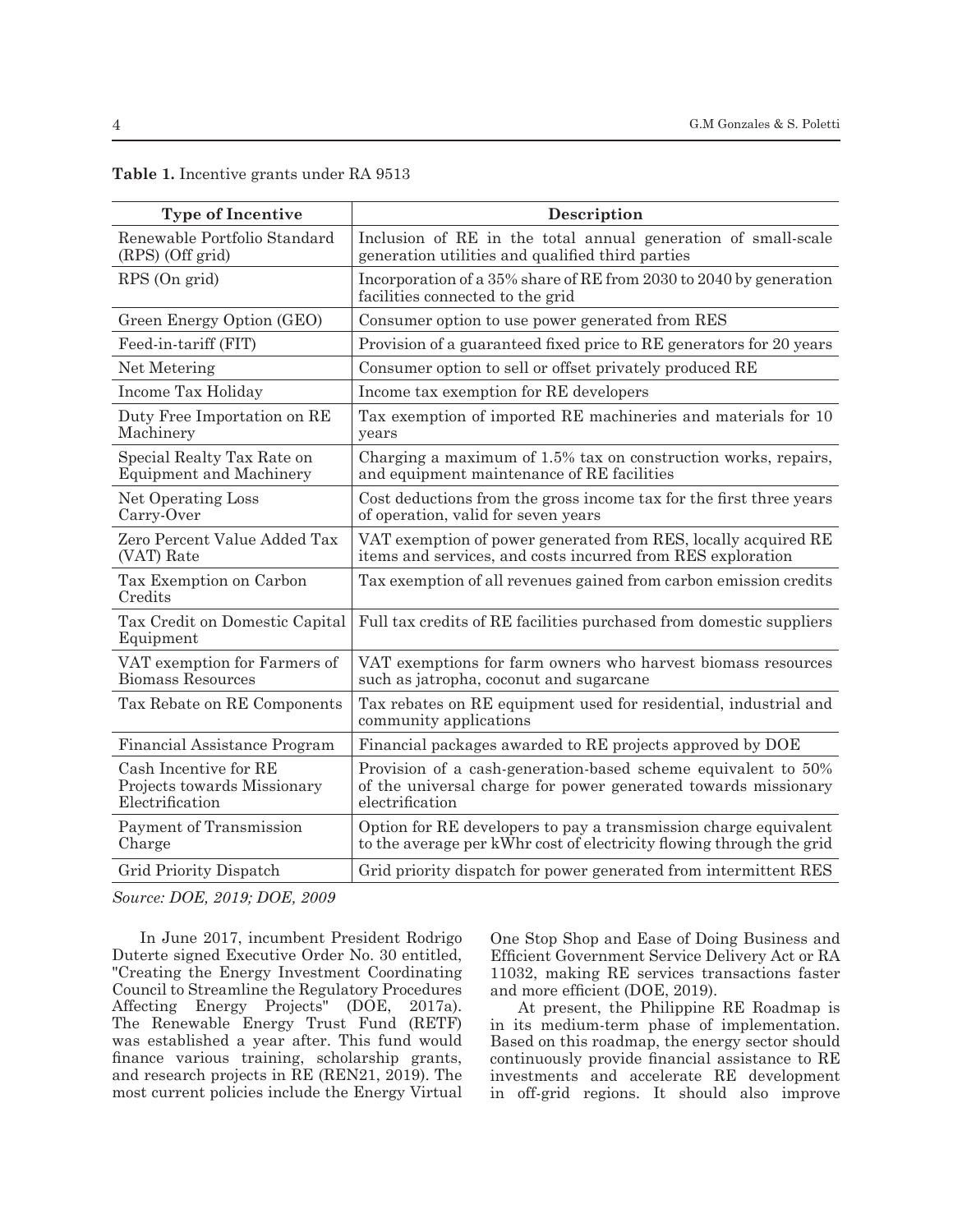**Table 1.** Incentive grants under RA 9513

| Type of Incentive | Description |
|---|---|
| Renewable Portfolio Standard (RPS) (Off grid) | Inclusion of RE in the total annual generation of small-scale generation utilities and qualified third parties |
| RPS (On grid) | Incorporation of a 35% share of RE from 2030 to 2040 by generation facilities connected to the grid |
| Green Energy Option (GEO) | Consumer option to use power generated from RES |
| Feed-in-tariff (FIT) | Provision of a guaranteed fixed price to RE generators for 20 years |
| Net Metering | Consumer option to sell or offset privately produced RE |
| Income Tax Holiday | Income tax exemption for RE developers |
| Duty Free Importation on RE Machinery | Tax exemption of imported RE machineries and materials for 10 years |
| Special Realty Tax Rate on Equipment and Machinery | Charging a maximum of 1.5% tax on construction works, repairs, and equipment maintenance of RE facilities |
| Net Operating Loss Carry-Over | Cost deductions from the gross income tax for the first three years of operation, valid for seven years |
| Zero Percent Value Added Tax (VAT) Rate | VAT exemption of power generated from RES, locally acquired RE items and services, and costs incurred from RES exploration |
| Tax Exemption on Carbon Credits | Tax exemption of all revenues gained from carbon emission credits |
| Tax Credit on Domestic Capital Equipment | Full tax credits of RE facilities purchased from domestic suppliers |
| VAT exemption for Farmers of Biomass Resources | VAT exemptions for farm owners who harvest biomass resources such as jatropha, coconut and sugarcane |
| Tax Rebate on RE Components | Tax rebates on RE equipment used for residential, industrial and community applications |
| Financial Assistance Program | Financial packages awarded to RE projects approved by DOE |
| Cash Incentive for RE Projects towards Missionary Electrification | Provision of a cash-generation-based scheme equivalent to 50% of the universal charge for power generated towards missionary electrification |
| Payment of Transmission Charge | Option for RE developers to pay a transmission charge equivalent to the average per kWhr cost of electricity flowing through the grid |
| Grid Priority Dispatch | Grid priority dispatch for power generated from intermittent RES |

*Source: DOE, 2019; DOE, 2009*

In June 2017, incumbent President Rodrigo Duterte signed Executive Order No. 30 entitled, "Creating the Energy Investment Coordinating Council to Streamline the Regulatory Procedures Affecting Energy Projects" (DOE, 2017a). The Renewable Energy Trust Fund (RETF) was established a year after. This fund would finance various training, scholarship grants, and research projects in RE (REN21, 2019). The most current policies include the Energy Virtual One Stop Shop and Ease of Doing Business and Efficient Government Service Delivery Act or RA 11032, making RE services transactions faster and more efficient (DOE, 2019).

At present, the Philippine RE Roadmap is in its medium-term phase of implementation. Based on this roadmap, the energy sector should continuously provide financial assistance to RE investments and accelerate RE development in off-grid regions. It should also improve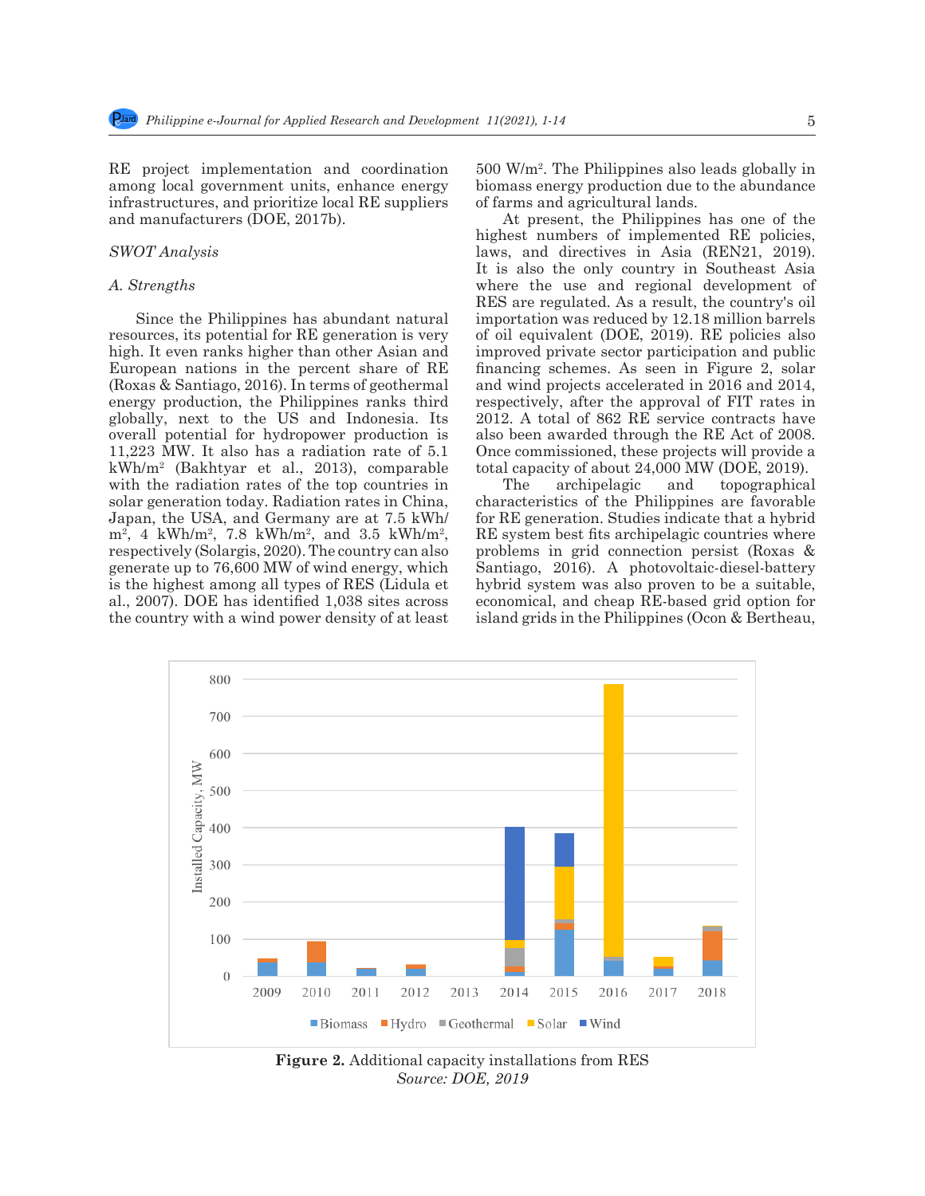RE project implementation and coordination among local government units, enhance energy infrastructures, and prioritize local RE suppliers and manufacturers (DOE, 2017b).

## *SWOT Analysis*

### *A. Strengths*

Since the Philippines has abundant natural resources, its potential for RE generation is very high. It even ranks higher than other Asian and European nations in the percent share of RE (Roxas & Santiago, 2016). In terms of geothermal energy production, the Philippines ranks third globally, next to the US and Indonesia. Its overall potential for hydropower production is 11,223 MW. It also has a radiation rate of 5.1 kWh/m$^2$ (Bakhtyar et al., 2013), comparable with the radiation rates of the top countries in solar generation today. Radiation rates in China, Japan, the USA, and Germany are at 7.5 kWh/m$^2$, 4 kWh/m$^2$, 7.8 kWh/m$^2$, and 3.5 kWh/m$^2$, respectively (Solargis, 2020). The country can also generate up to 76,600 MW of wind energy, which is the highest among all types of RES (Lidula et al., 2007). DOE has identified 1,038 sites across the country with a wind power density of at least 500 W/m$^2$. The Philippines also leads globally in biomass energy production due to the abundance of farms and agricultural lands.

At present, the Philippines has one of the highest numbers of implemented RE policies, laws, and directives in Asia (REN21, 2019). It is also the only country in Southeast Asia where the use and regional development of RES are regulated. As a result, the country's oil importation was reduced by 12.18 million barrels of oil equivalent (DOE, 2019). RE policies also improved private sector participation and public financing schemes. As seen in Figure 2, solar and wind projects accelerated in 2016 and 2014, respectively, after the approval of FIT rates in 2012. A total of 862 RE service contracts have also been awarded through the RE Act of 2008. Once commissioned, these projects will provide a total capacity of about 24,000 MW (DOE, 2019).

The archipelagic and topographical characteristics of the Philippines are favorable for RE generation. Studies indicate that a hybrid RE system best fits archipelagic countries where problems in grid connection persist (Roxas & Santiago, 2016). A photovoltaic-diesel-battery hybrid system was also proven to be a suitable, economical, and cheap RE-based grid option for island grids in the Philippines (Ocon & Bertheau,

**Figure 2.** Additional capacity installations from RES
*Source: DOE, 2019*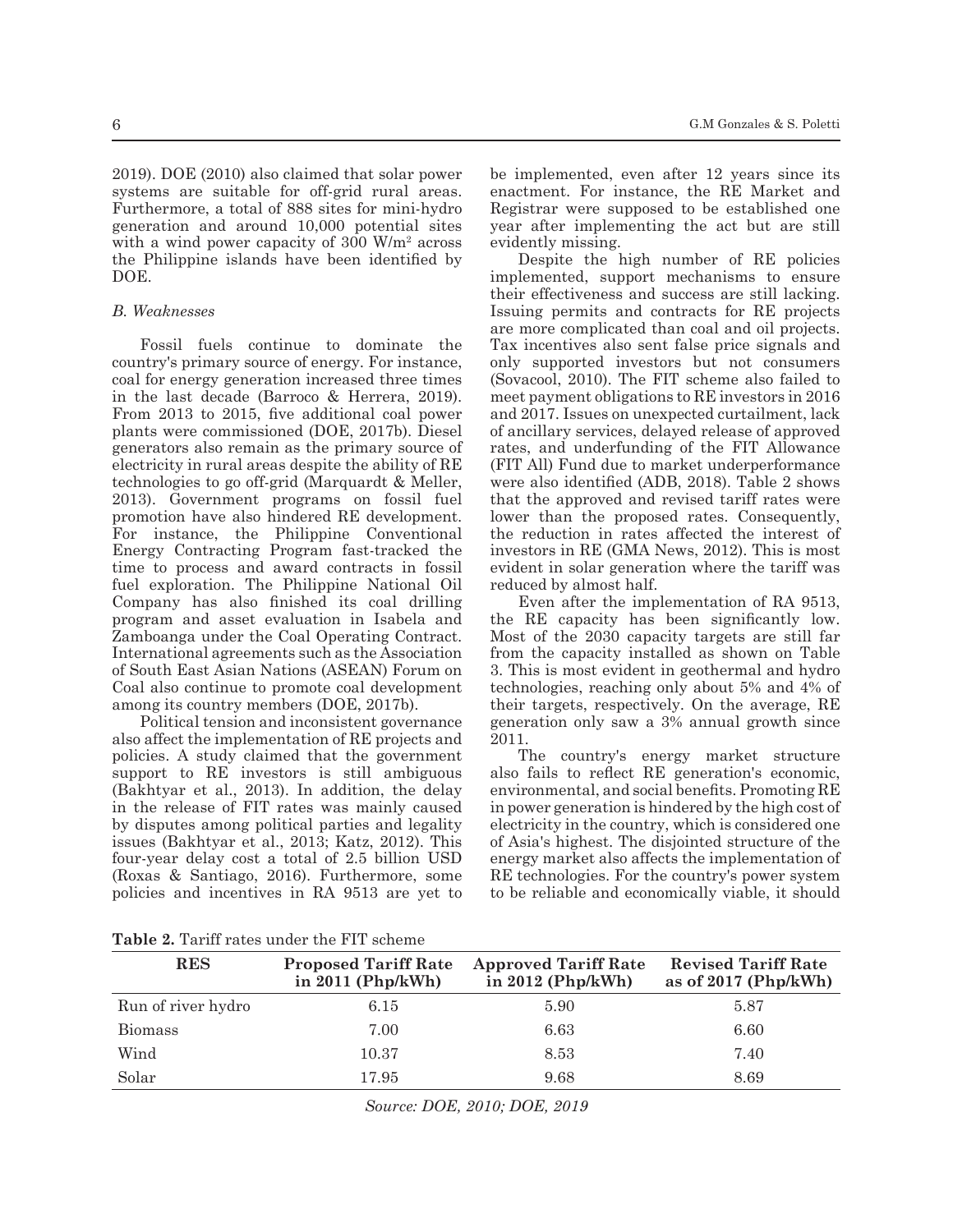2019). DOE (2010) also claimed that solar power systems are suitable for off-grid rural areas. Furthermore, a total of 888 sites for mini-hydro generation and around 10,000 potential sites with a wind power capacity of 300 W/m$^2$ across the Philippine islands have been identified by DOE.

### *B. Weaknesses*

Fossil fuels continue to dominate the country's primary source of energy. For instance, coal for energy generation increased three times in the last decade (Barroco & Herrera, 2019). From 2013 to 2015, five additional coal power plants were commissioned (DOE, 2017b). Diesel generators also remain as the primary source of electricity in rural areas despite the ability of RE technologies to go off-grid (Marquardt & Meller, 2013). Government programs on fossil fuel promotion have also hindered RE development. For instance, the Philippine Conventional Energy Contracting Program fast-tracked the time to process and award contracts in fossil fuel exploration. The Philippine National Oil Company has also finished its coal drilling program and asset evaluation in Isabela and Zamboanga under the Coal Operating Contract. International agreements such as the Association of South East Asian Nations (ASEAN) Forum on Coal also continue to promote coal development among its country members (DOE, 2017b).

Political tension and inconsistent governance also affect the implementation of RE projects and policies. A study claimed that the government support to RE investors is still ambiguous (Bakhtyar et al., 2013). In addition, the delay in the release of FIT rates was mainly caused by disputes among political parties and legality issues (Bakhtyar et al., 2013; Katz, 2012). This four-year delay cost a total of 2.5 billion USD (Roxas & Santiago, 2016). Furthermore, some policies and incentives in RA 9513 are yet to be implemented, even after 12 years since its enactment. For instance, the RE Market and Registrar were supposed to be established one year after implementing the act but are still evidently missing.

Despite the high number of RE policies implemented, support mechanisms to ensure their effectiveness and success are still lacking. Issuing permits and contracts for RE projects are more complicated than coal and oil projects. Tax incentives also sent false price signals and only supported investors but not consumers (Sovacool, 2010). The FIT scheme also failed to meet payment obligations to RE investors in 2016 and 2017. Issues on unexpected curtailment, lack of ancillary services, delayed release of approved rates, and underfunding of the FIT Allowance (FIT All) Fund due to market underperformance were also identified (ADB, 2018). Table 2 shows that the approved and revised tariff rates were lower than the proposed rates. Consequently, the reduction in rates affected the interest of investors in RE (GMA News, 2012). This is most evident in solar generation where the tariff was reduced by almost half.

Even after the implementation of RA 9513, the RE capacity has been significantly low. Most of the 2030 capacity targets are still far from the capacity installed as shown on Table 3. This is most evident in geothermal and hydro technologies, reaching only about 5% and 4% of their targets, respectively. On the average, RE generation only saw a 3% annual growth since 2011.

The country's energy market structure also fails to reflect RE generation's economic, environmental, and social benefits. Promoting RE in power generation is hindered by the high cost of electricity in the country, which is considered one of Asia's highest. The disjointed structure of the energy market also affects the implementation of RE technologies. For the country's power system to be reliable and economically viable, it should

**Table 2.** Tariff rates under the FIT scheme

| RES | Proposed Tariff Rate in 2011 (Php/kWh) | Approved Tariff Rate in 2012 (Php/kWh) | Revised Tariff Rate as of 2017 (Php/kWh) |
|---|---|---|---|
| Run of river hydro | 6.15 | 5.90 | 5.87 |
| Biomass | 7.00 | 6.63 | 6.60 |
| Wind | 10.37 | 8.53 | 7.40 |
| Solar | 17.95 | 9.68 | 8.69 |

*Source: DOE, 2010; DOE, 2019*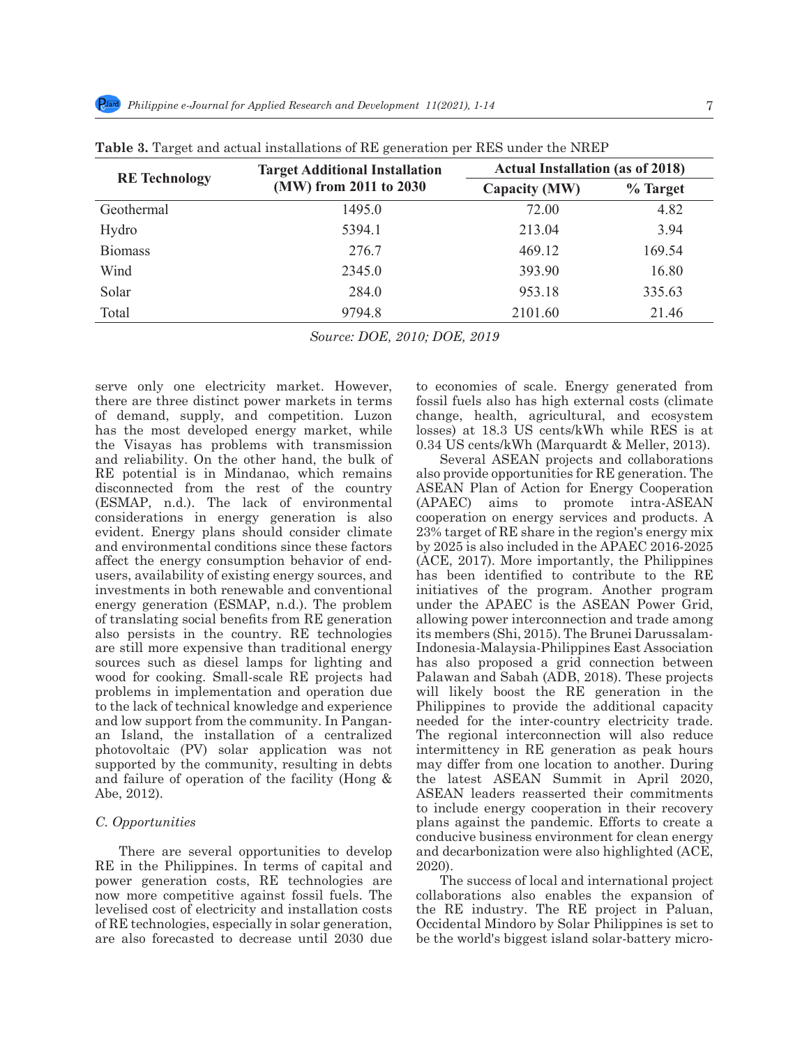**Table 3.** Target and actual installations of RE generation per RES under the NREP

| RE Technology | Target Additional Installation (MW) from 2011 to 2030 | Actual Installation (as of 2018) | |
|---|---|---|---|
| | | Capacity (MW) | % Target |
| Geothermal | 1495.0 | 72.00 | 4.82 |
| Hydro | 5394.1 | 213.04 | 3.94 |
| Biomass | 276.7 | 469.12 | 169.54 |
| Wind | 2345.0 | 393.90 | 16.80 |
| Solar | 284.0 | 953.18 | 335.63 |
| Total | 9794.8 | 2101.60 | 21.46 |

*Source: DOE, 2010; DOE, 2019*

serve only one electricity market. However, there are three distinct power markets in terms of demand, supply, and competition. Luzon has the most developed energy market, while the Visayas has problems with transmission and reliability. On the other hand, the bulk of RE potential is in Mindanao, which remains disconnected from the rest of the country (ESMAP, n.d.). The lack of environmental considerations in energy generation is also evident. Energy plans should consider climate and environmental conditions since these factors affect the energy consumption behavior of end-users, availability of existing energy sources, and investments in both renewable and conventional energy generation (ESMAP, n.d.). The problem of translating social benefits from RE generation also persists in the country. RE technologies are still more expensive than traditional energy sources such as diesel lamps for lighting and wood for cooking. Small-scale RE projects had problems in implementation and operation due to the lack of technical knowledge and experience and low support from the community. In Pangan-an Island, the installation of a centralized photovoltaic (PV) solar application was not supported by the community, resulting in debts and failure of operation of the facility (Hong & Abe, 2012).

*C. Opportunities*

There are several opportunities to develop RE in the Philippines. In terms of capital and power generation costs, RE technologies are now more competitive against fossil fuels. The levelised cost of electricity and installation costs of RE technologies, especially in solar generation, are also forecasted to decrease until 2030 due to economies of scale. Energy generated from fossil fuels also has high external costs (climate change, health, agricultural, and ecosystem losses) at 18.3 US cents/kWh while RES is at 0.34 US cents/kWh (Marquardt & Meller, 2013).

Several ASEAN projects and collaborations also provide opportunities for RE generation. The ASEAN Plan of Action for Energy Cooperation (APAEC) aims to promote intra-ASEAN cooperation on energy services and products. A 23% target of RE share in the region's energy mix by 2025 is also included in the APAEC 2016-2025 (ACE, 2017). More importantly, the Philippines has been identified to contribute to the RE initiatives of the program. Another program under the APAEC is the ASEAN Power Grid, allowing power interconnection and trade among its members (Shi, 2015). The Brunei Darussalam-Indonesia-Malaysia-Philippines East Association has also proposed a grid connection between Palawan and Sabah (ADB, 2018). These projects will likely boost the RE generation in the Philippines to provide the additional capacity needed for the inter-country electricity trade. The regional interconnection will also reduce intermittency in RE generation as peak hours may differ from one location to another. During the latest ASEAN Summit in April 2020, ASEAN leaders reasserted their commitments to include energy cooperation in their recovery plans against the pandemic. Efforts to create a conducive business environment for clean energy and decarbonization were also highlighted (ACE, 2020).

The success of local and international project collaborations also enables the expansion of the RE industry. The RE project in Paluan, Occidental Mindoro by Solar Philippines is set to be the world's biggest island solar-battery micro-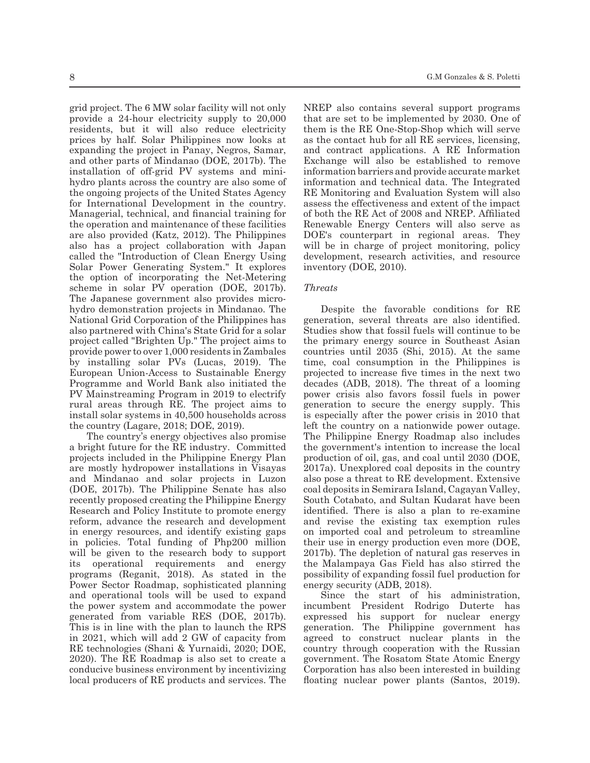grid project. The 6 MW solar facility will not only provide a 24-hour electricity supply to 20,000 residents, but it will also reduce electricity prices by half. Solar Philippines now looks at expanding the project in Panay, Negros, Samar, and other parts of Mindanao (DOE, 2017b). The installation of off-grid PV systems and mini-hydro plants across the country are also some of the ongoing projects of the United States Agency for International Development in the country. Managerial, technical, and financial training for the operation and maintenance of these facilities are also provided (Katz, 2012). The Philippines also has a project collaboration with Japan called the "Introduction of Clean Energy Using Solar Power Generating System." It explores the option of incorporating the Net-Metering scheme in solar PV operation (DOE, 2017b). The Japanese government also provides micro-hydro demonstration projects in Mindanao. The National Grid Corporation of the Philippines has also partnered with China's State Grid for a solar project called "Brighten Up." The project aims to provide power to over 1,000 residents in Zambales by installing solar PVs (Lucas, 2019). The European Union-Access to Sustainable Energy Programme and World Bank also initiated the PV Mainstreaming Program in 2019 to electrify rural areas through RE. The project aims to install solar systems in 40,500 households across the country (Lagare, 2018; DOE, 2019).

The country's energy objectives also promise a bright future for the RE industry. Committed projects included in the Philippine Energy Plan are mostly hydropower installations in Visayas and Mindanao and solar projects in Luzon (DOE, 2017b). The Philippine Senate has also recently proposed creating the Philippine Energy Research and Policy Institute to promote energy reform, advance the research and development in energy resources, and identify existing gaps in policies. Total funding of Php200 million will be given to the research body to support its operational requirements and energy programs (Reganit, 2018). As stated in the Power Sector Roadmap, sophisticated planning and operational tools will be used to expand the power system and accommodate the power generated from variable RES (DOE, 2017b). This is in line with the plan to launch the RPS in 2021, which will add 2 GW of capacity from RE technologies (Shani & Yurnaidi, 2020; DOE, 2020). The RE Roadmap is also set to create a conducive business environment by incentivizing local producers of RE products and services. The NREP also contains several support programs that are set to be implemented by 2030. One of them is the RE One-Stop-Shop which will serve as the contact hub for all RE services, licensing, and contract applications. A RE Information Exchange will also be established to remove information barriers and provide accurate market information and technical data. The Integrated RE Monitoring and Evaluation System will also assess the effectiveness and extent of the impact of both the RE Act of 2008 and NREP. Affiliated Renewable Energy Centers will also serve as DOE's counterpart in regional areas. They will be in charge of project monitoring, policy development, research activities, and resource inventory (DOE, 2010).

*Threats*

Despite the favorable conditions for RE generation, several threats are also identified. Studies show that fossil fuels will continue to be the primary energy source in Southeast Asian countries until 2035 (Shi, 2015). At the same time, coal consumption in the Philippines is projected to increase five times in the next two decades (ADB, 2018). The threat of a looming power crisis also favors fossil fuels in power generation to secure the energy supply. This is especially after the power crisis in 2010 that left the country on a nationwide power outage. The Philippine Energy Roadmap also includes the government's intention to increase the local production of oil, gas, and coal until 2030 (DOE, 2017a). Unexplored coal deposits in the country also pose a threat to RE development. Extensive coal deposits in Semirara Island, Cagayan Valley, South Cotabato, and Sultan Kudarat have been identified. There is also a plan to re-examine and revise the existing tax exemption rules on imported coal and petroleum to streamline their use in energy production even more (DOE, 2017b). The depletion of natural gas reserves in the Malampaya Gas Field has also stirred the possibility of expanding fossil fuel production for energy security (ADB, 2018).

Since the start of his administration, incumbent President Rodrigo Duterte has expressed his support for nuclear energy generation. The Philippine government has agreed to construct nuclear plants in the country through cooperation with the Russian government. The Rosatom State Atomic Energy Corporation has also been interested in building floating nuclear power plants (Santos, 2019).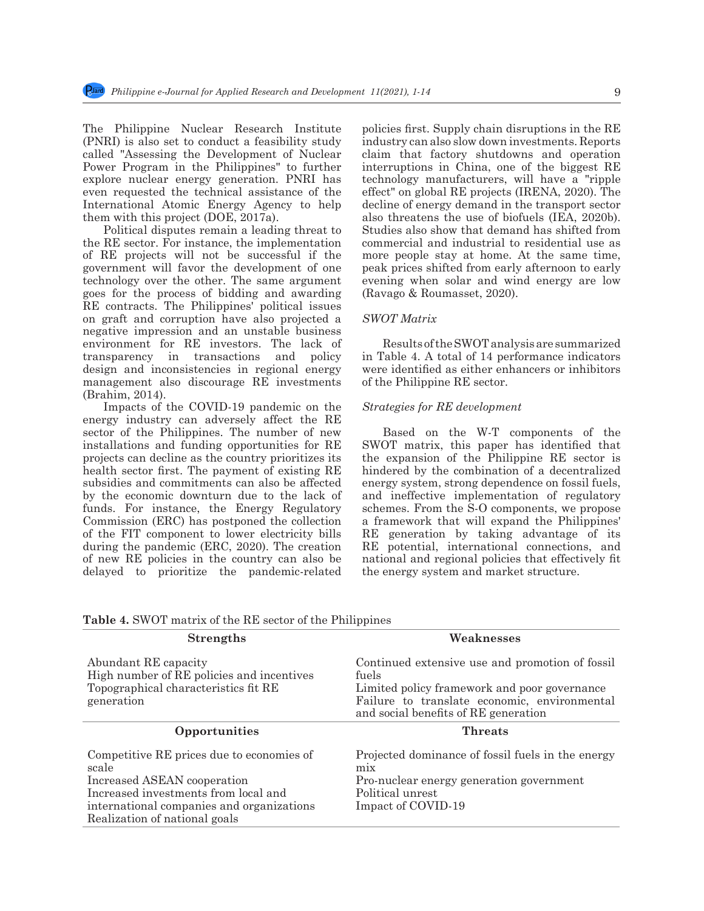The Philippine Nuclear Research Institute (PNRI) is also set to conduct a feasibility study called "Assessing the Development of Nuclear Power Program in the Philippines" to further explore nuclear energy generation. PNRI has even requested the technical assistance of the International Atomic Energy Agency to help them with this project (DOE, 2017a).

Political disputes remain a leading threat to the RE sector. For instance, the implementation of RE projects will not be successful if the government will favor the development of one technology over the other. The same argument goes for the process of bidding and awarding RE contracts. The Philippines' political issues on graft and corruption have also projected a negative impression and an unstable business environment for RE investors. The lack of transparency in transactions and policy design and inconsistencies in regional energy management also discourage RE investments (Brahim, 2014).

Impacts of the COVID-19 pandemic on the energy industry can adversely affect the RE sector of the Philippines. The number of new installations and funding opportunities for RE projects can decline as the country prioritizes its health sector first. The payment of existing RE subsidies and commitments can also be affected by the economic downturn due to the lack of funds. For instance, the Energy Regulatory Commission (ERC) has postponed the collection of the FIT component to lower electricity bills during the pandemic (ERC, 2020). The creation of new RE policies in the country can also be delayed to prioritize the pandemic-related policies first. Supply chain disruptions in the RE industry can also slow down investments. Reports claim that factory shutdowns and operation interruptions in China, one of the biggest RE technology manufacturers, will have a "ripple effect" on global RE projects (IRENA, 2020). The decline of energy demand in the transport sector also threatens the use of biofuels (IEA, 2020b). Studies also show that demand has shifted from commercial and industrial to residential use as more people stay at home. At the same time, peak prices shifted from early afternoon to early evening when solar and wind energy are low (Ravago & Roumasset, 2020).

### *SWOT Matrix*

Results of the SWOT analysis are summarized in Table 4. A total of 14 performance indicators were identified as either enhancers or inhibitors of the Philippine RE sector.

### *Strategies for RE development*

Based on the W-T components of the SWOT matrix, this paper has identified that the expansion of the Philippine RE sector is hindered by the combination of a decentralized energy system, strong dependence on fossil fuels, and ineffective implementation of regulatory schemes. From the S-O components, we propose a framework that will expand the Philippines' RE generation by taking advantage of its RE potential, international connections, and national and regional policies that effectively fit the energy system and market structure.

**Table 4.** SWOT matrix of the RE sector of the Philippines

| **Strengths** | **Weaknesses** |
|---|---|
| Abundant RE capacity<br>High number of RE policies and incentives<br>Topographical characteristics fit RE generation | Continued extensive use and promotion of fossil fuels<br>Limited policy framework and poor governance<br>Failure to translate economic, environmental and social benefits of RE generation |
| **Opportunities** | **Threats** |
| Competitive RE prices due to economies of scale<br>Increased ASEAN cooperation<br>Increased investments from local and international companies and organizations<br>Realization of national goals | Projected dominance of fossil fuels in the energy mix<br>Pro-nuclear energy generation government<br>Political unrest<br>Impact of COVID-19 |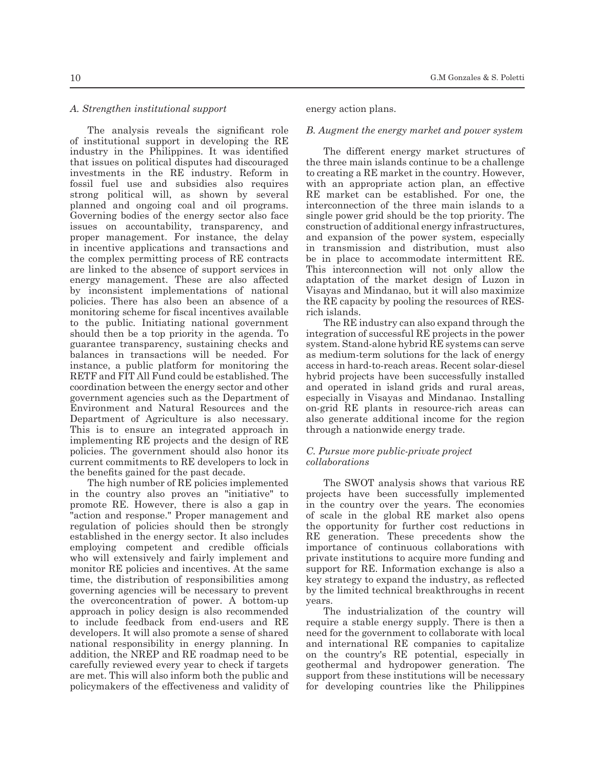### A. Strengthen institutional support

The analysis reveals the significant role of institutional support in developing the RE industry in the Philippines. It was identified that issues on political disputes had discouraged investments in the RE industry. Reform in fossil fuel use and subsidies also requires strong political will, as shown by several planned and ongoing coal and oil programs. Governing bodies of the energy sector also face issues on accountability, transparency, and proper management. For instance, the delay in incentive applications and transactions and the complex permitting process of RE contracts are linked to the absence of support services in energy management. These are also affected by inconsistent implementations of national policies. There has also been an absence of a monitoring scheme for fiscal incentives available to the public. Initiating national government should then be a top priority in the agenda. To guarantee transparency, sustaining checks and balances in transactions will be needed. For instance, a public platform for monitoring the RETF and FIT All Fund could be established. The coordination between the energy sector and other government agencies such as the Department of Environment and Natural Resources and the Department of Agriculture is also necessary. This is to ensure an integrated approach in implementing RE projects and the design of RE policies. The government should also honor its current commitments to RE developers to lock in the benefits gained for the past decade.

The high number of RE policies implemented in the country also proves an "initiative" to promote RE. However, there is also a gap in "action and response." Proper management and regulation of policies should then be strongly established in the energy sector. It also includes employing competent and credible officials who will extensively and fairly implement and monitor RE policies and incentives. At the same time, the distribution of responsibilities among governing agencies will be necessary to prevent the overconcentration of power. A bottom-up approach in policy design is also recommended to include feedback from end-users and RE developers. It will also promote a sense of shared national responsibility in energy planning. In addition, the NREP and RE roadmap need to be carefully reviewed every year to check if targets are met. This will also inform both the public and policymakers of the effectiveness and validity of energy action plans.

### B. Augment the energy market and power system

The different energy market structures of the three main islands continue to be a challenge to creating a RE market in the country. However, with an appropriate action plan, an effective RE market can be established. For one, the interconnection of the three main islands to a single power grid should be the top priority. The construction of additional energy infrastructures, and expansion of the power system, especially in transmission and distribution, must also be in place to accommodate intermittent RE. This interconnection will not only allow the adaptation of the market design of Luzon in Visayas and Mindanao, but it will also maximize the RE capacity by pooling the resources of RES-rich islands.

The RE industry can also expand through the integration of successful RE projects in the power system. Stand-alone hybrid RE systems can serve as medium-term solutions for the lack of energy access in hard-to-reach areas. Recent solar-diesel hybrid projects have been successfully installed and operated in island grids and rural areas, especially in Visayas and Mindanao. Installing on-grid RE plants in resource-rich areas can also generate additional income for the region through a nationwide energy trade.

### C. Pursue more public-private project collaborations

The SWOT analysis shows that various RE projects have been successfully implemented in the country over the years. The economies of scale in the global RE market also opens the opportunity for further cost reductions in RE generation. These precedents show the importance of continuous collaborations with private institutions to acquire more funding and support for RE. Information exchange is also a key strategy to expand the industry, as reflected by the limited technical breakthroughs in recent years.

The industrialization of the country will require a stable energy supply. There is then a need for the government to collaborate with local and international RE companies to capitalize on the country's RE potential, especially in geothermal and hydropower generation. The support from these institutions will be necessary for developing countries like the Philippines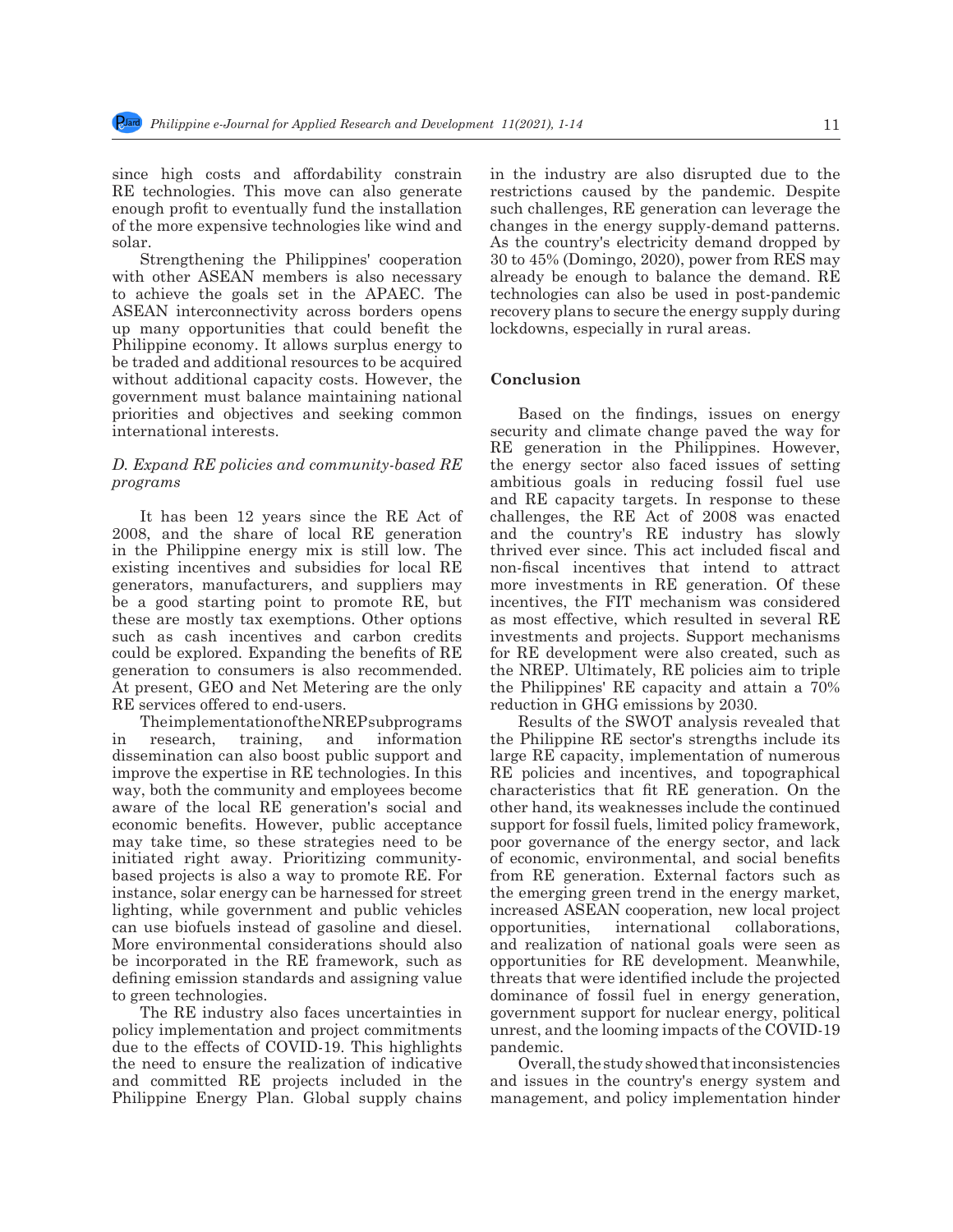since high costs and affordability constrain RE technologies. This move can also generate enough profit to eventually fund the installation of the more expensive technologies like wind and solar.

Strengthening the Philippines' cooperation with other ASEAN members is also necessary to achieve the goals set in the APAEC. The ASEAN interconnectivity across borders opens up many opportunities that could benefit the Philippine economy. It allows surplus energy to be traded and additional resources to be acquired without additional capacity costs. However, the government must balance maintaining national priorities and objectives and seeking common international interests.

*D. Expand RE policies and community-based RE programs*

It has been 12 years since the RE Act of 2008, and the share of local RE generation in the Philippine energy mix is still low. The existing incentives and subsidies for local RE generators, manufacturers, and suppliers may be a good starting point to promote RE, but these are mostly tax exemptions. Other options such as cash incentives and carbon credits could be explored. Expanding the benefits of RE generation to consumers is also recommended. At present, GEO and Net Metering are the only RE services offered to end-users.

The implementation of the NREP subprograms in research, training, and information dissemination can also boost public support and improve the expertise in RE technologies. In this way, both the community and employees become aware of the local RE generation's social and economic benefits. However, public acceptance may take time, so these strategies need to be initiated right away. Prioritizing community-based projects is also a way to promote RE. For instance, solar energy can be harnessed for street lighting, while government and public vehicles can use biofuels instead of gasoline and diesel. More environmental considerations should also be incorporated in the RE framework, such as defining emission standards and assigning value to green technologies.

The RE industry also faces uncertainties in policy implementation and project commitments due to the effects of COVID-19. This highlights the need to ensure the realization of indicative and committed RE projects included in the Philippine Energy Plan. Global supply chains in the industry are also disrupted due to the restrictions caused by the pandemic. Despite such challenges, RE generation can leverage the changes in the energy supply-demand patterns. As the country's electricity demand dropped by 30 to 45% (Domingo, 2020), power from RES may already be enough to balance the demand. RE technologies can also be used in post-pandemic recovery plans to secure the energy supply during lockdowns, especially in rural areas.

## Conclusion

Based on the findings, issues on energy security and climate change paved the way for RE generation in the Philippines. However, the energy sector also faced issues of setting ambitious goals in reducing fossil fuel use and RE capacity targets. In response to these challenges, the RE Act of 2008 was enacted and the country's RE industry has slowly thrived ever since. This act included fiscal and non-fiscal incentives that intend to attract more investments in RE generation. Of these incentives, the FIT mechanism was considered as most effective, which resulted in several RE investments and projects. Support mechanisms for RE development were also created, such as the NREP. Ultimately, RE policies aim to triple the Philippines' RE capacity and attain a 70% reduction in GHG emissions by 2030.

Results of the SWOT analysis revealed that the Philippine RE sector's strengths include its large RE capacity, implementation of numerous RE policies and incentives, and topographical characteristics that fit RE generation. On the other hand, its weaknesses include the continued support for fossil fuels, limited policy framework, poor governance of the energy sector, and lack of economic, environmental, and social benefits from RE generation. External factors such as the emerging green trend in the energy market, increased ASEAN cooperation, new local project opportunities, international collaborations, and realization of national goals were seen as opportunities for RE development. Meanwhile, threats that were identified include the projected dominance of fossil fuel in energy generation, government support for nuclear energy, political unrest, and the looming impacts of the COVID-19 pandemic.

Overall, the study showed that inconsistencies and issues in the country's energy system and management, and policy implementation hinder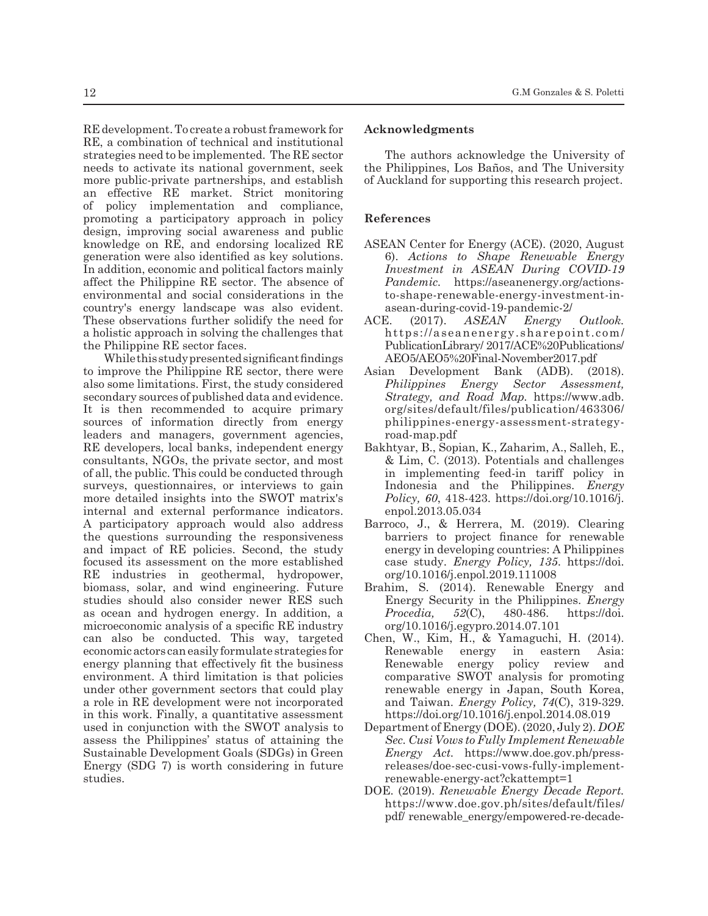RE development. To create a robust framework for RE, a combination of technical and institutional strategies need to be implemented. The RE sector needs to activate its national government, seek more public-private partnerships, and establish an effective RE market. Strict monitoring of policy implementation and compliance, promoting a participatory approach in policy design, improving social awareness and public knowledge on RE, and endorsing localized RE generation were also identified as key solutions. In addition, economic and political factors mainly affect the Philippine RE sector. The absence of environmental and social considerations in the country's energy landscape was also evident. These observations further solidify the need for a holistic approach in solving the challenges that the Philippine RE sector faces.

While this study presented significant findings to improve the Philippine RE sector, there were also some limitations. First, the study considered secondary sources of published data and evidence. It is then recommended to acquire primary sources of information directly from energy leaders and managers, government agencies, RE developers, local banks, independent energy consultants, NGOs, the private sector, and most of all, the public. This could be conducted through surveys, questionnaires, or interviews to gain more detailed insights into the SWOT matrix's internal and external performance indicators. A participatory approach would also address the questions surrounding the responsiveness and impact of RE policies. Second, the study focused its assessment on the more established RE industries in geothermal, hydropower, biomass, solar, and wind engineering. Future studies should also consider newer RES such as ocean and hydrogen energy. In addition, a microeconomic analysis of a specific RE industry can also be conducted. This way, targeted economic actors can easily formulate strategies for energy planning that effectively fit the business environment. A third limitation is that policies under other government sectors that could play a role in RE development were not incorporated in this work. Finally, a quantitative assessment used in conjunction with the SWOT analysis to assess the Philippines' status of attaining the Sustainable Development Goals (SDGs) in Green Energy (SDG 7) is worth considering in future studies.

## Acknowledgments

The authors acknowledge the University of the Philippines, Los Baños, and The University of Auckland for supporting this research project.

## References

ASEAN Center for Energy (ACE). (2020, August 6). *Actions to Shape Renewable Energy Investment in ASEAN During COVID-19 Pandemic.* https://aseanenergy.org/actions-to-shape-renewable-energy-investment-in-asean-during-covid-19-pandemic-2/

ACE. (2017). *ASEAN Energy Outlook.* https://aseanenergy.sharepoint.com/PublicationLibrary/ 2017/ACE%20Publications/AEO5/AEO5%20Final-November2017.pdf

Asian Development Bank (ADB). (2018). *Philippines Energy Sector Assessment, Strategy, and Road Map.* https://www.adb.org/sites/default/files/publication/463306/philippines-energy-assessment-strategy-road-map.pdf

Bakhtyar, B., Sopian, K., Zaharim, A., Salleh, E., & Lim, C. (2013). Potentials and challenges in implementing feed-in tariff policy in Indonesia and the Philippines. *Energy Policy, 60*, 418-423. https://doi.org/10.1016/j.enpol.2013.05.034

Barroco, J., & Herrera, M. (2019). Clearing barriers to project finance for renewable energy in developing countries: A Philippines case study. *Energy Policy, 135.* https://doi.org/10.1016/j.enpol.2019.111008

Brahim, S. (2014). Renewable Energy and Energy Security in the Philippines. *Energy Procedia, 52*(C), 480-486. https://doi.org/10.1016/j.egypro.2014.07.101

Chen, W., Kim, H., & Yamaguchi, H. (2014). Renewable energy in eastern Asia: Renewable energy policy review and comparative SWOT analysis for promoting renewable energy in Japan, South Korea, and Taiwan. *Energy Policy, 74*(C), 319-329. https://doi.org/10.1016/j.enpol.2014.08.019

Department of Energy (DOE). (2020, July 2). *DOE Sec. Cusi Vows to Fully Implement Renewable Energy Act.* https://www.doe.gov.ph/press-releases/doe-sec-cusi-vows-fully-implement-renewable-energy-act?ckattempt=1

DOE. (2019). *Renewable Energy Decade Report.* https://www.doe.gov.ph/sites/default/files/pdf/ renewable_energy/empowered-re-decade-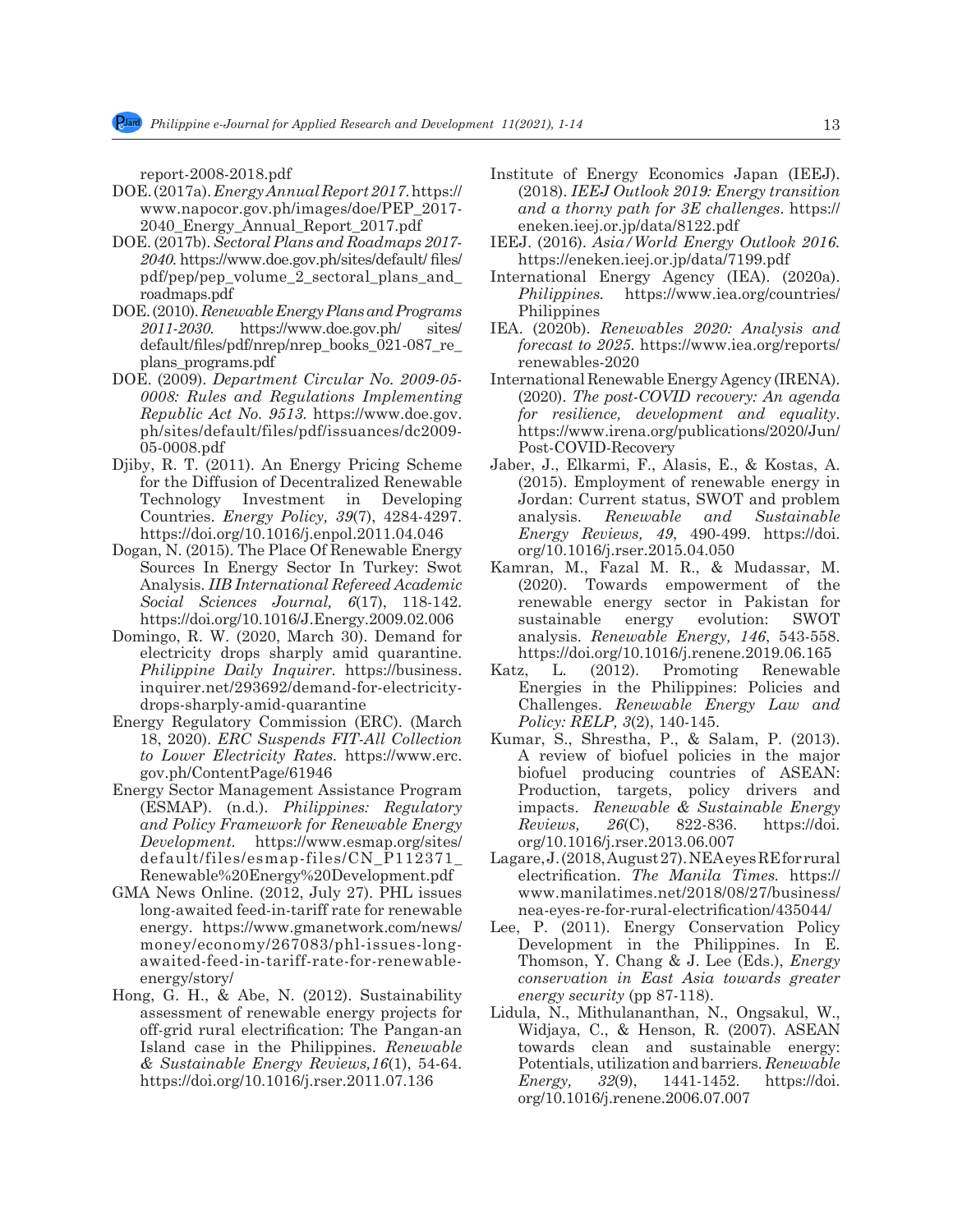report-2008-2018.pdf

DOE. (2017a). *Energy Annual Report 2017.* https://www.napocor.gov.ph/images/doe/PEP_2017-2040_Energy_Annual_Report_2017.pdf

DOE. (2017b). *Sectoral Plans and Roadmaps 2017-2040.* https://www.doe.gov.ph/sites/default/ files/pdf/pep/pep_volume_2_sectoral_plans_and_roadmaps.pdf

DOE. (2010). *Renewable Energy Plans and Programs 2011-2030.* https://www.doe.gov.ph/ sites/default/files/pdf/nrep/nrep_books_021-087_re_plans_programs.pdf

DOE. (2009). *Department Circular No. 2009-05-0008: Rules and Regulations Implementing Republic Act No. 9513.* https://www.doe.gov.ph/sites/default/files/pdf/issuances/dc2009-05-0008.pdf

Djiby, R. T. (2011). An Energy Pricing Scheme for the Diffusion of Decentralized Renewable Technology Investment in Developing Countries. *Energy Policy, 39*(7), 4284-4297. https://doi.org/10.1016/j.enpol.2011.04.046

Dogan, N. (2015). The Place Of Renewable Energy Sources In Energy Sector In Turkey: Swot Analysis. *IIB International Refereed Academic Social Sciences Journal, 6*(17), 118-142. https://doi.org/10.1016/J.Energy.2009.02.006

Domingo, R. W. (2020, March 30). Demand for electricity drops sharply amid quarantine. *Philippine Daily Inquirer.* https://business.inquirer.net/293692/demand-for-electricity-drops-sharply-amid-quarantine

Energy Regulatory Commission (ERC). (March 18, 2020). *ERC Suspends FIT-All Collection to Lower Electricity Rates.* https://www.erc.gov.ph/ContentPage/61946

Energy Sector Management Assistance Program (ESMAP). (n.d.). *Philippines: Regulatory and Policy Framework for Renewable Energy Development.* https://www.esmap.org/sites/default/files/esmap-files/CN_P112371_Renewable%20Energy%20Development.pdf

GMA News Online. (2012, July 27). PHL issues long-awaited feed-in-tariff rate for renewable energy. https://www.gmanetwork.com/news/money/economy/267083/phl-issues-long-awaited-feed-in-tariff-rate-for-renewable-energy/story/

Hong, G. H., & Abe, N. (2012). Sustainability assessment of renewable energy projects for off-grid rural electrification: The Pangan-an Island case in the Philippines. *Renewable & Sustainable Energy Reviews,16*(1), 54-64. https://doi.org/10.1016/j.rser.2011.07.136

Institute of Energy Economics Japan (IEEJ). (2018). *IEEJ Outlook 2019: Energy transition and a thorny path for 3E challenges.* https://eneken.ieej.or.jp/data/8122.pdf

IEEJ. (2016). *Asia/World Energy Outlook 2016.* https://eneken.ieej.or.jp/data/7199.pdf

International Energy Agency (IEA). (2020a). *Philippines.* https://www.iea.org/countries/Philippines

IEA. (2020b). *Renewables 2020: Analysis and forecast to 2025.* https://www.iea.org/reports/renewables-2020

International Renewable Energy Agency (IRENA). (2020). *The post-COVID recovery: An agenda for resilience, development and equality.* https://www.irena.org/publications/2020/Jun/Post-COVID-Recovery

Jaber, J., Elkarmi, F., Alasis, E., & Kostas, A. (2015). Employment of renewable energy in Jordan: Current status, SWOT and problem analysis. *Renewable and Sustainable Energy Reviews, 49*, 490-499. https://doi.org/10.1016/j.rser.2015.04.050

Kamran, M., Fazal M. R., & Mudassar, M. (2020). Towards empowerment of the renewable energy sector in Pakistan for sustainable energy evolution: SWOT analysis. *Renewable Energy, 146*, 543-558. https://doi.org/10.1016/j.renene.2019.06.165

Katz, L. (2012). Promoting Renewable Energies in the Philippines: Policies and Challenges. *Renewable Energy Law and Policy: RELP, 3*(2), 140-145.

Kumar, S., Shrestha, P., & Salam, P. (2013). A review of biofuel policies in the major biofuel producing countries of ASEAN: Production, targets, policy drivers and impacts. *Renewable & Sustainable Energy Reviews, 26*(C), 822-836. https://doi.org/10.1016/j.rser.2013.06.007

Lagare, J. (2018, August 27). NEA eyes RE for rural electrification. *The Manila Times.* https://www.manilatimes.net/2018/08/27/business/nea-eyes-re-for-rural-electrification/435044/

Lee, P. (2011). Energy Conservation Policy Development in the Philippines. In E. Thomson, Y. Chang & J. Lee (Eds.), *Energy conservation in East Asia towards greater energy security* (pp 87-118).

Lidula, N., Mithulananthan, N., Ongsakul, W., Widjaya, C., & Henson, R. (2007). ASEAN towards clean and sustainable energy: Potentials, utilization and barriers. *Renewable Energy, 32*(9), 1441-1452. https://doi.org/10.1016/j.renene.2006.07.007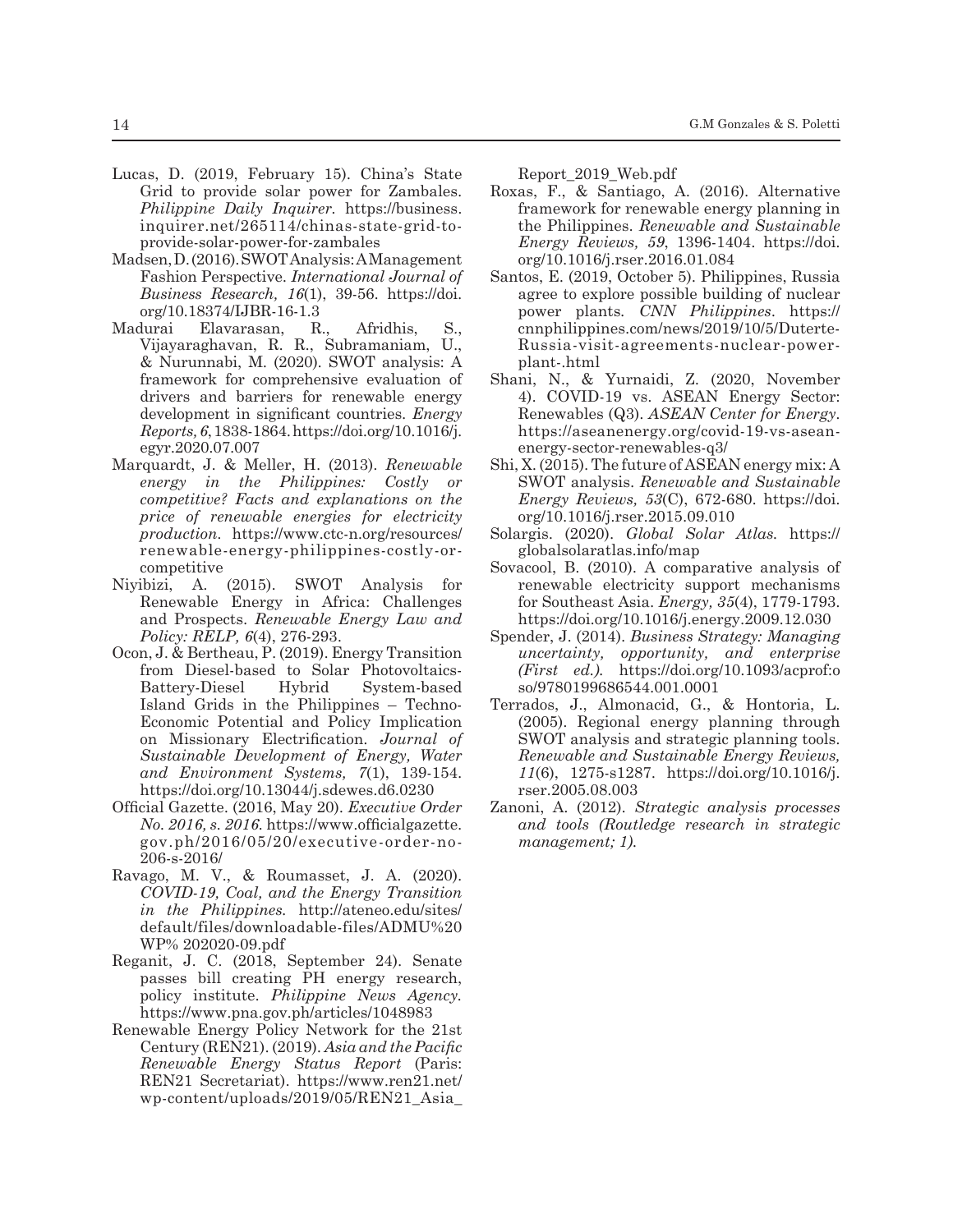Lucas, D. (2019, February 15). China's State Grid to provide solar power for Zambales. *Philippine Daily Inquirer.* https://business.inquirer.net/265114/chinas-state-grid-to-provide-solar-power-for-zambales

Madsen, D. (2016). SWOT Analysis: A Management Fashion Perspective. *International Journal of Business Research, 16*(1), 39-56. https://doi.org/10.18374/IJBR-16-1.3

Madurai Elavarasan, R., Afridhis, S., Vijayaraghavan, R. R., Subramaniam, U., & Nurunnabi, M. (2020). SWOT analysis: A framework for comprehensive evaluation of drivers and barriers for renewable energy development in significant countries. *Energy Reports, 6*, 1838-1864. https://doi.org/10.1016/j.egyr.2020.07.007

Marquardt, J. & Meller, H. (2013). *Renewable energy in the Philippines: Costly or competitive? Facts and explanations on the price of renewable energies for electricity production.* https://www.ctc-n.org/resources/renewable-energy-philippines-costly-or-competitive

Niyibizi, A. (2015). SWOT Analysis for Renewable Energy in Africa: Challenges and Prospects. *Renewable Energy Law and Policy: RELP, 6*(4), 276-293.

Ocon, J. & Bertheau, P. (2019). Energy Transition from Diesel-based to Solar Photovoltaics-Battery-Diesel Hybrid System-based Island Grids in the Philippines – Techno-Economic Potential and Policy Implication on Missionary Electrification. *Journal of Sustainable Development of Energy, Water and Environment Systems, 7*(1), 139-154. https://doi.org/10.13044/j.sdewes.d6.0230

Official Gazette. (2016, May 20). *Executive Order No. 2016, s. 2016.* https://www.officialgazette.gov.ph/2016/05/20/executive-order-no-206-s-2016/

Ravago, M. V., & Roumasset, J. A. (2020). *COVID-19, Coal, and the Energy Transition in the Philippines.* http://ateneo.edu/sites/default/files/downloadable-files/ADMU%20WP% 202020-09.pdf

Reganit, J. C. (2018, September 24). Senate passes bill creating PH energy research, policy institute. *Philippine News Agency.* https://www.pna.gov.ph/articles/1048983

Renewable Energy Policy Network for the 21st Century (REN21). (2019). *Asia and the Pacific Renewable Energy Status Report* (Paris: REN21 Secretariat). https://www.ren21.net/wp-content/uploads/2019/05/REN21_Asia_Report_2019_Web.pdf

Roxas, F., & Santiago, A. (2016). Alternative framework for renewable energy planning in the Philippines. *Renewable and Sustainable Energy Reviews, 59*, 1396-1404. https://doi.org/10.1016/j.rser.2016.01.084

Santos, E. (2019, October 5). Philippines, Russia agree to explore possible building of nuclear power plants. *CNN Philippines.* https://cnnphilippines.com/news/2019/10/5/Duterte-Russia-visit-agreements-nuclear-power-plant-.html

Shani, N., & Yurnaidi, Z. (2020, November 4). COVID-19 vs. ASEAN Energy Sector: Renewables (Q3). *ASEAN Center for Energy.* https://aseanenergy.org/covid-19-vs-asean-energy-sector-renewables-q3/

Shi, X. (2015). The future of ASEAN energy mix: A SWOT analysis. *Renewable and Sustainable Energy Reviews, 53*(C), 672-680. https://doi.org/10.1016/j.rser.2015.09.010

Solargis. (2020). *Global Solar Atlas.* https://globalsolaratlas.info/map

Sovacool, B. (2010). A comparative analysis of renewable electricity support mechanisms for Southeast Asia. *Energy, 35*(4), 1779-1793. https://doi.org/10.1016/j.energy.2009.12.030

Spender, J. (2014). *Business Strategy: Managing uncertainty, opportunity, and enterprise (First ed.).* https://doi.org/10.1093/acprof:oso/9780199686544.001.0001

Terrados, J., Almonacid, G., & Hontoria, L. (2005). Regional energy planning through SWOT analysis and strategic planning tools. *Renewable and Sustainable Energy Reviews, 11*(6), 1275-s1287. https://doi.org/10.1016/j.rser.2005.08.003

Zanoni, A. (2012). *Strategic analysis processes and tools (Routledge research in strategic management; 1).*